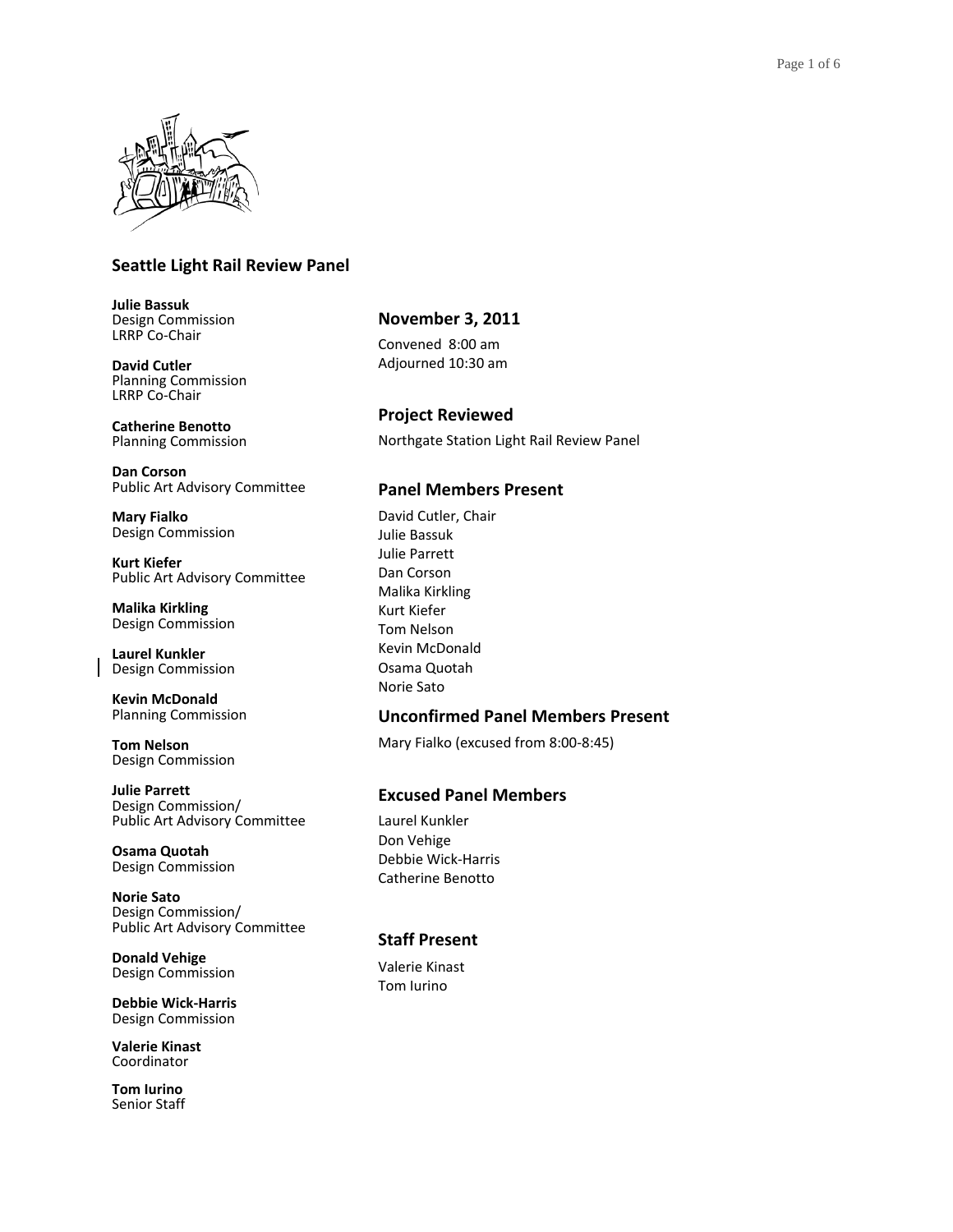## Seattle Light Rail Review Panel

**Julie Bassuk**
Design Commission
LRRP Co-Chair

**David Cutler**
Planning Commission
LRRP Co-Chair

**Catherine Benotto**
Planning Commission

**Dan Corson**
Public Art Advisory Committee

**Mary Fialko**
Design Commission

**Kurt Kiefer**
Public Art Advisory Committee

**Malika Kirkling**
Design Commission

**Laurel Kunkler**
Design Commission

**Kevin McDonald**
Planning Commission

**Tom Nelson**
Design Commission

**Julie Parrett**
Design Commission/
Public Art Advisory Committee

**Osama Quotah**
Design Commission

**Norie Sato**
Design Commission/
Public Art Advisory Committee

**Donald Vehige**
Design Commission

**Debbie Wick-Harris**
Design Commission

**Valerie Kinast**
Coordinator

**Tom Iurino**
Senior Staff

### November 3, 2011

Convened 8:00 am
Adjourned 10:30 am

### Project Reviewed

Northgate Station Light Rail Review Panel

### Panel Members Present

David Cutler, Chair
Julie Bassuk
Julie Parrett
Dan Corson
Malika Kirkling
Kurt Kiefer
Tom Nelson
Kevin McDonald
Osama Quotah
Norie Sato

### Unconfirmed Panel Members Present

Mary Fialko (excused from 8:00-8:45)

### Excused Panel Members

Laurel Kunkler
Don Vehige
Debbie Wick-Harris
Catherine Benotto

### Staff Present

Valerie Kinast
Tom Iurino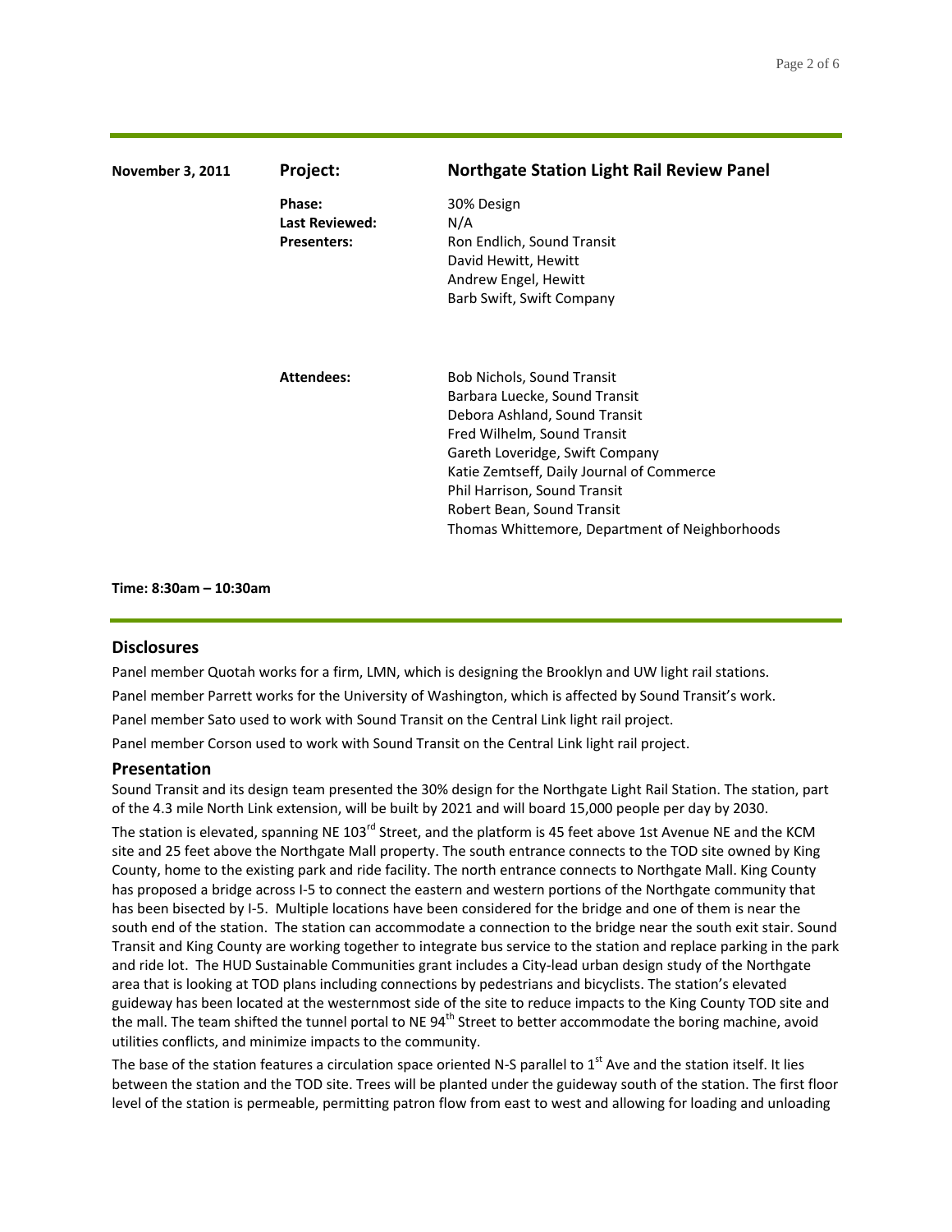| November 3, 2011 | **Project:** | **Northgate Station Light Rail Review Panel** |
|---|---|---|
| | **Phase:** | 30% Design |
| | **Last Reviewed:** | N/A |
| | **Presenters:** | Ron Endlich, Sound Transit<br>David Hewitt, Hewitt<br>Andrew Engel, Hewitt<br>Barb Swift, Swift Company |
| | **Attendees:** | Bob Nichols, Sound Transit<br>Barbara Luecke, Sound Transit<br>Debora Ashland, Sound Transit<br>Fred Wilhelm, Sound Transit<br>Gareth Loveridge, Swift Company<br>Katie Zemtseff, Daily Journal of Commerce<br>Phil Harrison, Sound Transit<br>Robert Bean, Sound Transit<br>Thomas Whittemore, Department of Neighborhoods |

**Time: 8:30am – 10:30am**

## Disclosures

Panel member Quotah works for a firm, LMN, which is designing the Brooklyn and UW light rail stations.

Panel member Parrett works for the University of Washington, which is affected by Sound Transit's work.

Panel member Sato used to work with Sound Transit on the Central Link light rail project.

Panel member Corson used to work with Sound Transit on the Central Link light rail project.

## Presentation

Sound Transit and its design team presented the 30% design for the Northgate Light Rail Station. The station, part of the 4.3 mile North Link extension, will be built by 2021 and will board 15,000 people per day by 2030.

The station is elevated, spanning NE 103rd Street, and the platform is 45 feet above 1st Avenue NE and the KCM site and 25 feet above the Northgate Mall property. The south entrance connects to the TOD site owned by King County, home to the existing park and ride facility. The north entrance connects to Northgate Mall. King County has proposed a bridge across I-5 to connect the eastern and western portions of the Northgate community that has been bisected by I-5. Multiple locations have been considered for the bridge and one of them is near the south end of the station. The station can accommodate a connection to the bridge near the south exit stair. Sound Transit and King County are working together to integrate bus service to the station and replace parking in the park and ride lot. The HUD Sustainable Communities grant includes a City-lead urban design study of the Northgate area that is looking at TOD plans including connections by pedestrians and bicyclists. The station's elevated guideway has been located at the westernmost side of the site to reduce impacts to the King County TOD site and the mall. The team shifted the tunnel portal to NE 94th Street to better accommodate the boring machine, avoid utilities conflicts, and minimize impacts to the community.

The base of the station features a circulation space oriented N-S parallel to 1st Ave and the station itself. It lies between the station and the TOD site. Trees will be planted under the guideway south of the station. The first floor level of the station is permeable, permitting patron flow from east to west and allowing for loading and unloading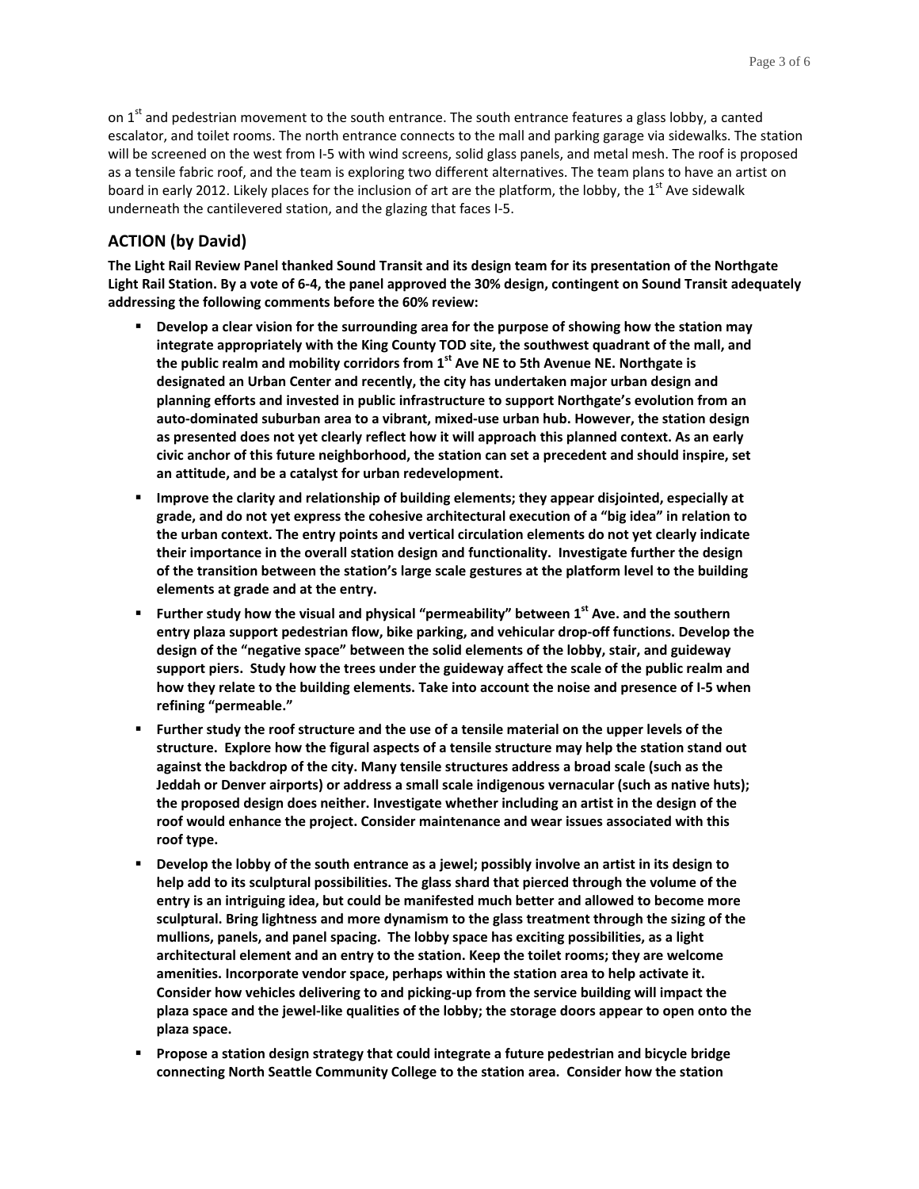on 1st and pedestrian movement to the south entrance. The south entrance features a glass lobby, a canted escalator, and toilet rooms. The north entrance connects to the mall and parking garage via sidewalks. The station will be screened on the west from I-5 with wind screens, solid glass panels, and metal mesh. The roof is proposed as a tensile fabric roof, and the team is exploring two different alternatives. The team plans to have an artist on board in early 2012. Likely places for the inclusion of art are the platform, the lobby, the 1st Ave sidewalk underneath the cantilevered station, and the glazing that faces I-5.

## ACTION (by David)

**The Light Rail Review Panel thanked Sound Transit and its design team for its presentation of the Northgate Light Rail Station. By a vote of 6-4, the panel approved the 30% design, contingent on Sound Transit adequately addressing the following comments before the 60% review:**

- **Develop a clear vision for the surrounding area for the purpose of showing how the station may integrate appropriately with the King County TOD site, the southwest quadrant of the mall, and the public realm and mobility corridors from 1st Ave NE to 5th Avenue NE. Northgate is designated an Urban Center and recently, the city has undertaken major urban design and planning efforts and invested in public infrastructure to support Northgate's evolution from an auto-dominated suburban area to a vibrant, mixed-use urban hub. However, the station design as presented does not yet clearly reflect how it will approach this planned context. As an early civic anchor of this future neighborhood, the station can set a precedent and should inspire, set an attitude, and be a catalyst for urban redevelopment.**
- **Improve the clarity and relationship of building elements; they appear disjointed, especially at grade, and do not yet express the cohesive architectural execution of a "big idea" in relation to the urban context. The entry points and vertical circulation elements do not yet clearly indicate their importance in the overall station design and functionality. Investigate further the design of the transition between the station's large scale gestures at the platform level to the building elements at grade and at the entry.**
- **Further study how the visual and physical "permeability" between 1st Ave. and the southern entry plaza support pedestrian flow, bike parking, and vehicular drop-off functions. Develop the design of the "negative space" between the solid elements of the lobby, stair, and guideway support piers. Study how the trees under the guideway affect the scale of the public realm and how they relate to the building elements. Take into account the noise and presence of I-5 when refining "permeable."**
- **Further study the roof structure and the use of a tensile material on the upper levels of the structure. Explore how the figural aspects of a tensile structure may help the station stand out against the backdrop of the city. Many tensile structures address a broad scale (such as the Jeddah or Denver airports) or address a small scale indigenous vernacular (such as native huts); the proposed design does neither. Investigate whether including an artist in the design of the roof would enhance the project. Consider maintenance and wear issues associated with this roof type.**
- **Develop the lobby of the south entrance as a jewel; possibly involve an artist in its design to help add to its sculptural possibilities. The glass shard that pierced through the volume of the entry is an intriguing idea, but could be manifested much better and allowed to become more sculptural. Bring lightness and more dynamism to the glass treatment through the sizing of the mullions, panels, and panel spacing. The lobby space has exciting possibilities, as a light architectural element and an entry to the station. Keep the toilet rooms; they are welcome amenities. Incorporate vendor space, perhaps within the station area to help activate it. Consider how vehicles delivering to and picking-up from the service building will impact the plaza space and the jewel-like qualities of the lobby; the storage doors appear to open onto the plaza space.**
- **Propose a station design strategy that could integrate a future pedestrian and bicycle bridge connecting North Seattle Community College to the station area. Consider how the station**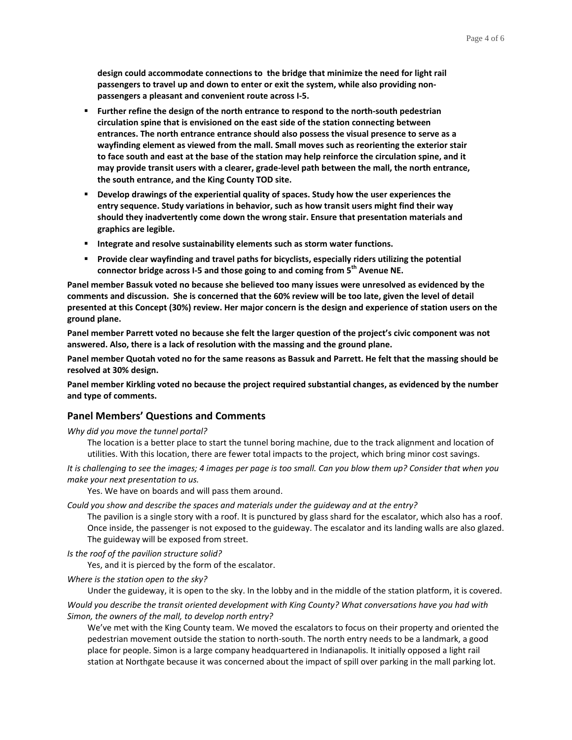**design could accommodate connections to the bridge that minimize the need for light rail passengers to travel up and down to enter or exit the system, while also providing non-passengers a pleasant and convenient route across I-5.**

- **Further refine the design of the north entrance to respond to the north-south pedestrian circulation spine that is envisioned on the east side of the station connecting between entrances. The north entrance entrance should also possess the visual presence to serve as a wayfinding element as viewed from the mall. Small moves such as reorienting the exterior stair to face south and east at the base of the station may help reinforce the circulation spine, and it may provide transit users with a clearer, grade-level path between the mall, the north entrance, the south entrance, and the King County TOD site.**
- **Develop drawings of the experiential quality of spaces. Study how the user experiences the entry sequence. Study variations in behavior, such as how transit users might find their way should they inadvertently come down the wrong stair. Ensure that presentation materials and graphics are legible.**
- **Integrate and resolve sustainability elements such as storm water functions.**
- **Provide clear wayfinding and travel paths for bicyclists, especially riders utilizing the potential connector bridge across I-5 and those going to and coming from 5th Avenue NE.**

**Panel member Bassuk voted no because she believed too many issues were unresolved as evidenced by the comments and discussion. She is concerned that the 60% review will be too late, given the level of detail presented at this Concept (30%) review. Her major concern is the design and experience of station users on the ground plane.**

**Panel member Parrett voted no because she felt the larger question of the project's civic component was not answered. Also, there is a lack of resolution with the massing and the ground plane.**

**Panel member Quotah voted no for the same reasons as Bassuk and Parrett. He felt that the massing should be resolved at 30% design.**

**Panel member Kirkling voted no because the project required substantial changes, as evidenced by the number and type of comments.**

## Panel Members' Questions and Comments

*Why did you move the tunnel portal?*

The location is a better place to start the tunnel boring machine, due to the track alignment and location of utilities. With this location, there are fewer total impacts to the project, which bring minor cost savings.

*It is challenging to see the images; 4 images per page is too small. Can you blow them up? Consider that when you make your next presentation to us.*

Yes. We have on boards and will pass them around.

*Could you show and describe the spaces and materials under the guideway and at the entry?*

The pavilion is a single story with a roof. It is punctured by glass shard for the escalator, which also has a roof. Once inside, the passenger is not exposed to the guideway. The escalator and its landing walls are also glazed. The guideway will be exposed from street.

*Is the roof of the pavilion structure solid?*

Yes, and it is pierced by the form of the escalator.

*Where is the station open to the sky?*

Under the guideway, it is open to the sky. In the lobby and in the middle of the station platform, it is covered.

*Would you describe the transit oriented development with King County? What conversations have you had with Simon, the owners of the mall, to develop north entry?*

We've met with the King County team. We moved the escalators to focus on their property and oriented the pedestrian movement outside the station to north-south. The north entry needs to be a landmark, a good place for people. Simon is a large company headquartered in Indianapolis. It initially opposed a light rail station at Northgate because it was concerned about the impact of spill over parking in the mall parking lot.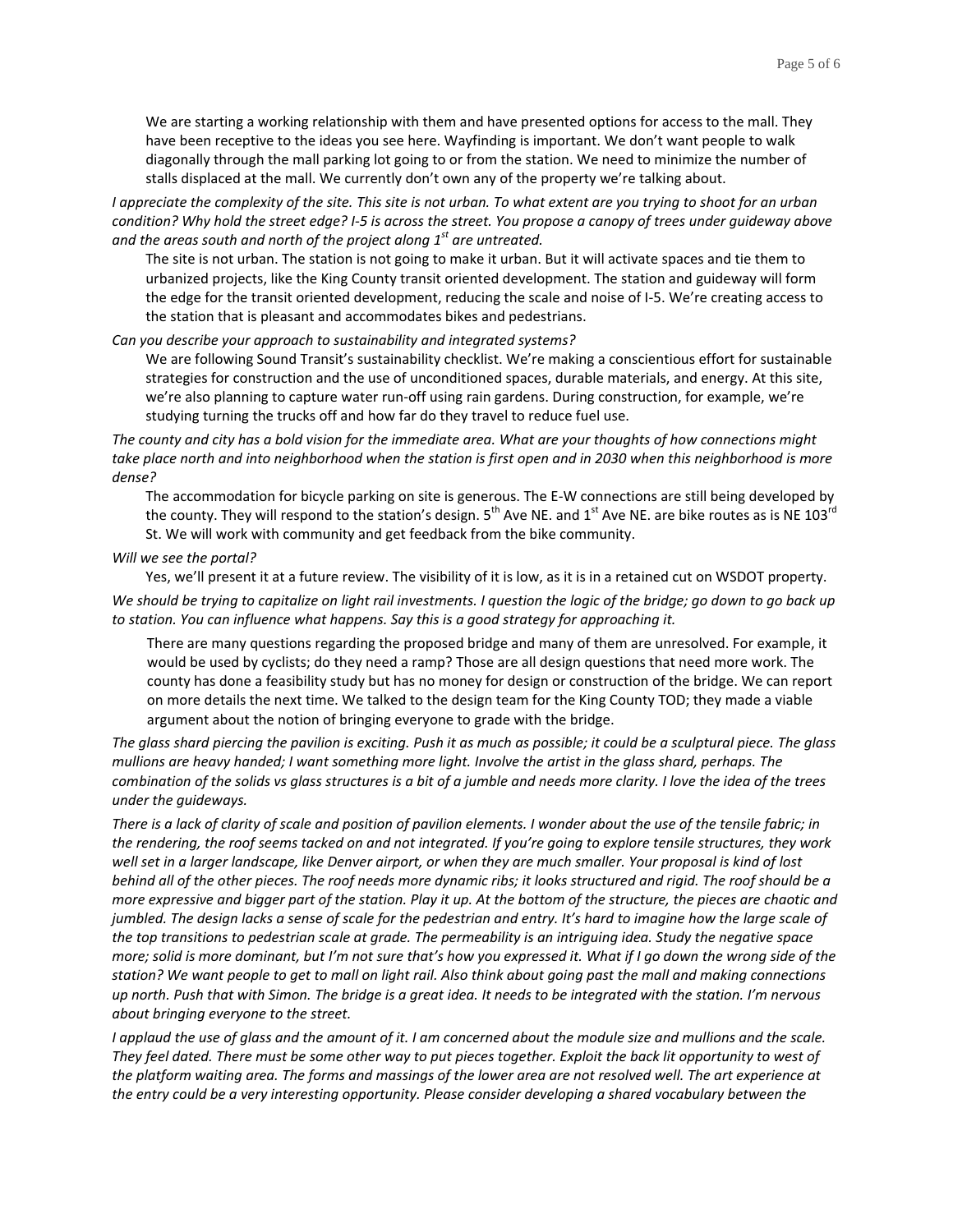We are starting a working relationship with them and have presented options for access to the mall. They have been receptive to the ideas you see here. Wayfinding is important. We don't want people to walk diagonally through the mall parking lot going to or from the station. We need to minimize the number of stalls displaced at the mall. We currently don't own any of the property we're talking about.

*I appreciate the complexity of the site. This site is not urban. To what extent are you trying to shoot for an urban condition? Why hold the street edge? I-5 is across the street. You propose a canopy of trees under guideway above and the areas south and north of the project along 1st are untreated.*

The site is not urban. The station is not going to make it urban. But it will activate spaces and tie them to urbanized projects, like the King County transit oriented development. The station and guideway will form the edge for the transit oriented development, reducing the scale and noise of I-5. We're creating access to the station that is pleasant and accommodates bikes and pedestrians.

*Can you describe your approach to sustainability and integrated systems?*

We are following Sound Transit's sustainability checklist. We're making a conscientious effort for sustainable strategies for construction and the use of unconditioned spaces, durable materials, and energy. At this site, we're also planning to capture water run-off using rain gardens. During construction, for example, we're studying turning the trucks off and how far do they travel to reduce fuel use.

*The county and city has a bold vision for the immediate area. What are your thoughts of how connections might take place north and into neighborhood when the station is first open and in 2030 when this neighborhood is more dense?*

The accommodation for bicycle parking on site is generous. The E-W connections are still being developed by the county. They will respond to the station's design. 5th Ave NE. and 1st Ave NE. are bike routes as is NE 103rd St. We will work with community and get feedback from the bike community.

*Will we see the portal?*

Yes, we'll present it at a future review. The visibility of it is low, as it is in a retained cut on WSDOT property.

*We should be trying to capitalize on light rail investments. I question the logic of the bridge; go down to go back up to station. You can influence what happens. Say this is a good strategy for approaching it.*

There are many questions regarding the proposed bridge and many of them are unresolved. For example, it would be used by cyclists; do they need a ramp? Those are all design questions that need more work. The county has done a feasibility study but has no money for design or construction of the bridge. We can report on more details the next time. We talked to the design team for the King County TOD; they made a viable argument about the notion of bringing everyone to grade with the bridge.

*The glass shard piercing the pavilion is exciting. Push it as much as possible; it could be a sculptural piece. The glass mullions are heavy handed; I want something more light. Involve the artist in the glass shard, perhaps. The combination of the solids vs glass structures is a bit of a jumble and needs more clarity. I love the idea of the trees under the guideways.*

*There is a lack of clarity of scale and position of pavilion elements. I wonder about the use of the tensile fabric; in the rendering, the roof seems tacked on and not integrated. If you're going to explore tensile structures, they work well set in a larger landscape, like Denver airport, or when they are much smaller. Your proposal is kind of lost behind all of the other pieces. The roof needs more dynamic ribs; it looks structured and rigid. The roof should be a more expressive and bigger part of the station. Play it up. At the bottom of the structure, the pieces are chaotic and jumbled. The design lacks a sense of scale for the pedestrian and entry. It's hard to imagine how the large scale of the top transitions to pedestrian scale at grade. The permeability is an intriguing idea. Study the negative space more; solid is more dominant, but I'm not sure that's how you expressed it. What if I go down the wrong side of the station? We want people to get to mall on light rail. Also think about going past the mall and making connections up north. Push that with Simon. The bridge is a great idea. It needs to be integrated with the station. I'm nervous about bringing everyone to the street.*

*I applaud the use of glass and the amount of it. I am concerned about the module size and mullions and the scale. They feel dated. There must be some other way to put pieces together. Exploit the back lit opportunity to west of the platform waiting area. The forms and massings of the lower area are not resolved well. The art experience at the entry could be a very interesting opportunity. Please consider developing a shared vocabulary between the*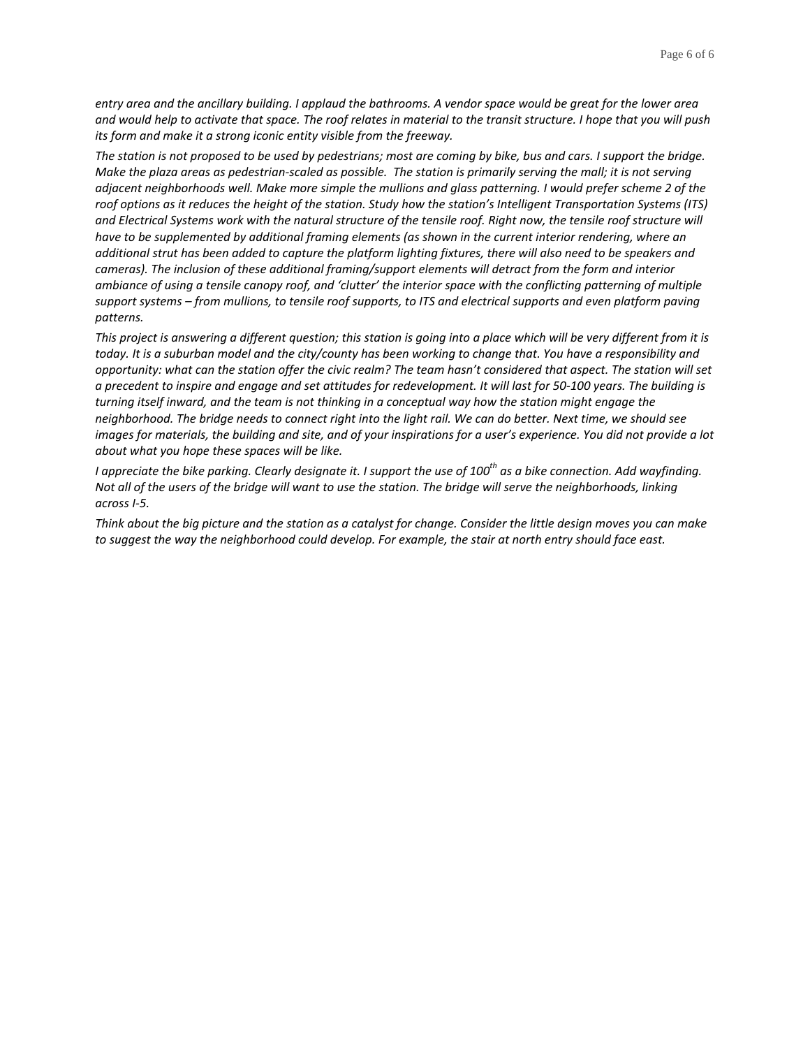*entry area and the ancillary building. I applaud the bathrooms. A vendor space would be great for the lower area and would help to activate that space. The roof relates in material to the transit structure. I hope that you will push its form and make it a strong iconic entity visible from the freeway.*

*The station is not proposed to be used by pedestrians; most are coming by bike, bus and cars. I support the bridge. Make the plaza areas as pedestrian-scaled as possible. The station is primarily serving the mall; it is not serving adjacent neighborhoods well. Make more simple the mullions and glass patterning. I would prefer scheme 2 of the roof options as it reduces the height of the station. Study how the station's Intelligent Transportation Systems (ITS) and Electrical Systems work with the natural structure of the tensile roof. Right now, the tensile roof structure will have to be supplemented by additional framing elements (as shown in the current interior rendering, where an additional strut has been added to capture the platform lighting fixtures, there will also need to be speakers and cameras). The inclusion of these additional framing/support elements will detract from the form and interior ambiance of using a tensile canopy roof, and 'clutter' the interior space with the conflicting patterning of multiple support systems – from mullions, to tensile roof supports, to ITS and electrical supports and even platform paving patterns.*

*This project is answering a different question; this station is going into a place which will be very different from it is today. It is a suburban model and the city/county has been working to change that. You have a responsibility and opportunity: what can the station offer the civic realm? The team hasn't considered that aspect. The station will set a precedent to inspire and engage and set attitudes for redevelopment. It will last for 50-100 years. The building is turning itself inward, and the team is not thinking in a conceptual way how the station might engage the neighborhood. The bridge needs to connect right into the light rail. We can do better. Next time, we should see images for materials, the building and site, and of your inspirations for a user's experience. You did not provide a lot about what you hope these spaces will be like.*

*I appreciate the bike parking. Clearly designate it. I support the use of 100th as a bike connection. Add wayfinding. Not all of the users of the bridge will want to use the station. The bridge will serve the neighborhoods, linking across I-5.*

*Think about the big picture and the station as a catalyst for change. Consider the little design moves you can make to suggest the way the neighborhood could develop. For example, the stair at north entry should face east.*